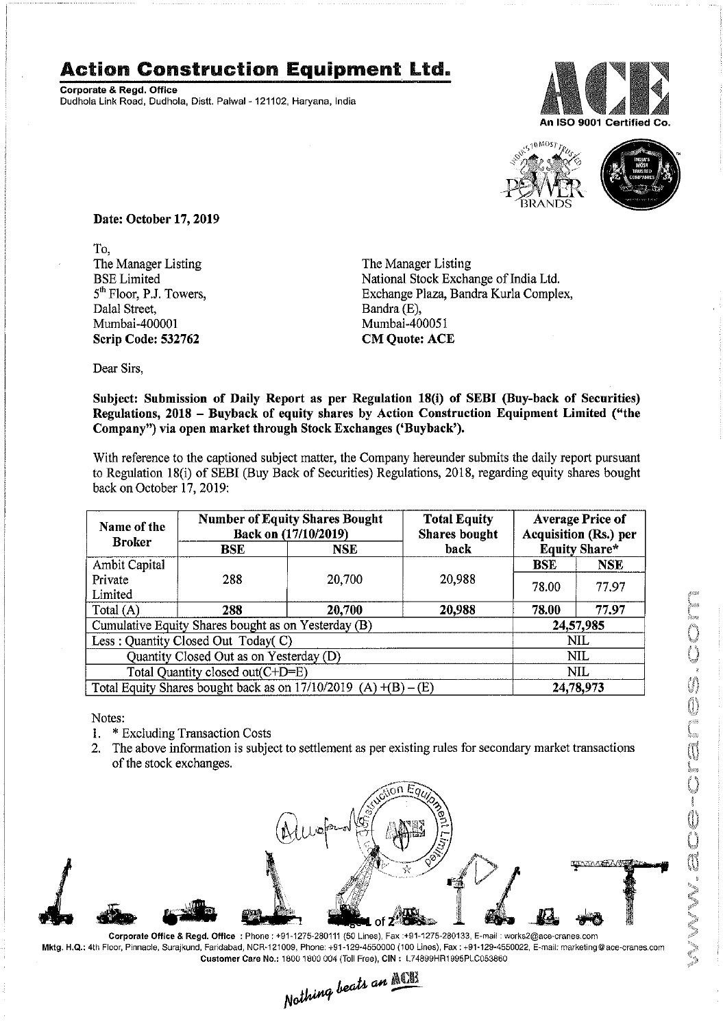# Action Construction Equipment Ltd.

**Corporate & Regd. Office**
Dudhola Link Road, Dudhola, Distt. Palwal - 121102, Haryana, India

An ISO 9001 Certified Co.

**Date: October 17, 2019**

To,
The Manager Listing
BSE Limited
5th Floor, P.J. Towers,
Dalal Street,
Mumbai-400001
**Scrip Code: 532762**

The Manager Listing
National Stock Exchange of India Ltd.
Exchange Plaza, Bandra Kurla Complex,
Bandra (E),
Mumbai-400051
**CM Quote: ACE**

Dear Sirs,

**Subject: Submission of Daily Report as per Regulation 18(i) of SEBI (Buy-back of Securities) Regulations, 2018 – Buyback of equity shares by Action Construction Equipment Limited ("the Company") via open market through Stock Exchanges ('Buyback').**

With reference to the captioned subject matter, the Company hereunder submits the daily report pursuant to Regulation 18(i) of SEBI (Buy Back of Securities) Regulations, 2018, regarding equity shares bought back on October 17, 2019:

| Name of the Broker | Number of Equity Shares Bought Back on (17/10/2019) | | Total Equity Shares bought back | Average Price of Acquisition (Rs.) per Equity Share* | |
|---|---|---|---|---|---|
| | BSE | NSE | | BSE | NSE |
| Ambit Capital Private Limited | 288 | 20,700 | 20,988 | 78.00 | 77.97 |
| **Total (A)** | **288** | **20,700** | **20,988** | **78.00** | **77.97** |
| Cumulative Equity Shares bought as on Yesterday (B) | | | | **24,57,985** | |
| Less : Quantity Closed Out Today( C) | | | | NIL | |
| Quantity Closed Out as on Yesterday (D) | | | | NIL | |
| Total Quantity closed out(C+D=E) | | | | NIL | |
| Total Equity Shares bought back as on 17/10/2019 (A) +(B) – (E) | | | | **24,78,973** | |

Notes:

1. \* Excluding Transaction Costs
2. The above information is subject to settlement as per existing rules for secondary market transactions of the stock exchanges.

**Corporate Office & Regd. Office** : Phone : +91-1275-280111 (50 Lines), Fax :+91-1275-280133, E-mail : works2@ace-cranes.com
**Mktg. H.Q.:** 4th Floor, Pinnacle, Surajkund, Faridabad, NCR-121009, Phone: +91-129-4550000 (100 Lines), Fax : +91-129-4550022, E-mail: marketing@ace-cranes.com
**Customer Care No.:** 1800 1800 004 (Toll Free), **CIN :** L74899HR1995PLC053860

*Nothing beats an ACE*

www.ace-cranes.com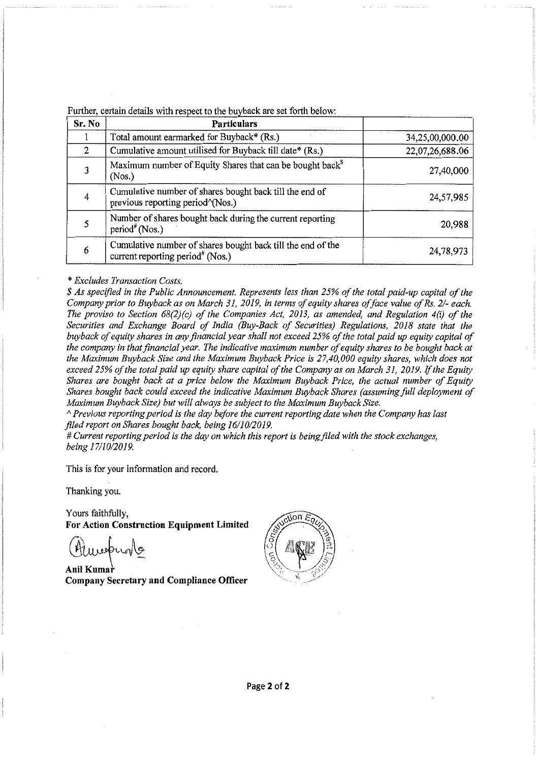Further, certain details with respect to the buyback are set forth below:

| Sr. No | Particulars | |
|---|---|---|
| 1 | Total amount earmarked for Buyback* (Rs.) | 34,25,00,000.00 |
| 2 | Cumulative amount utilised for Buyback till date* (Rs.) | 22,07,26,688.06 |
| 3 | Maximum number of Equity Shares that can be bought back$ (Nos.) | 27,40,000 |
| 4 | Cumulative number of shares bought back till the end of previous reporting period^(Nos.) | 24,57,985 |
| 5 | Number of shares bought back during the current reporting period# (Nos.) | 20,988 |
| 6 | Cumulative number of shares bought back till the end of the current reporting period# (Nos.) | 24,78,973 |

*\* Excludes Transaction Costs.*

*$ As specified in the Public Announcement. Represents less than 25% of the total paid-up capital of the Company prior to Buyback as on March 31, 2019, in terms of equity shares of face value of Rs. 2/- each. The proviso to Section 68(2)(c) of the Companies Act, 2013, as amended, and Regulation 4(i) of the Securities and Exchange Board of India (Buy-Back of Securities) Regulations, 2018 state that the buyback of equity shares in any financial year shall not exceed 25% of the total paid up equity capital of the company in that financial year. The indicative maximum number of equity shares to be bought back at the Maximum Buyback Size and the Maximum Buyback Price is 27,40,000 equity shares, which does not exceed 25% of the total paid up equity share capital of the Company as on March 31, 2019. If the Equity Shares are bought back at a price below the Maximum Buyback Price, the actual number of Equity Shares bought back could exceed the indicative Maximum Buyback Shares (assuming full deployment of Maximum Buyback Size) but will always be subject to the Maximum Buyback Size.*

*^ Previous reporting period is the day before the current reporting date when the Company has last filed report on Shares bought back, being 16/10/2019.*

*# Current reporting period is the day on which this report is being filed with the stock exchanges, being 17/10/2019.*

This is for your information and record.

Thanking you.

Yours faithfully,
**For Action Construction Equipment Limited**

**Anil Kumar**
**Company Secretary and Compliance Officer**